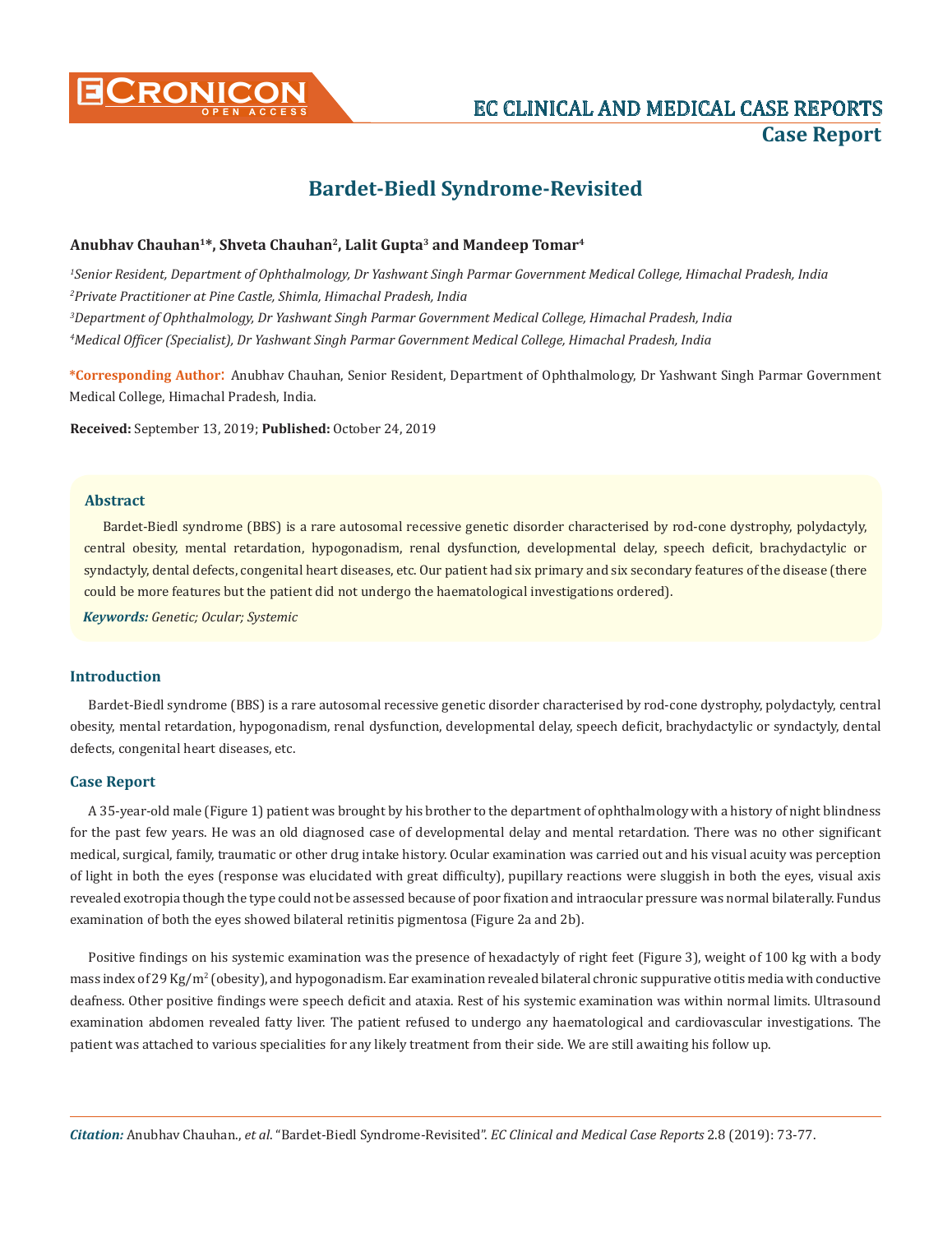# Bardet-Biedl Syndrome-Revisited

**Anubhav Chauhan[1]*, Shveta Chauhan[2], Lalit Gupta[3] and Mandeep Tomar[4]**

*[1]Senior Resident, Department of Ophthalmology, Dr Yashwant Singh Parmar Government Medical College, Himachal Pradesh, India*
*[2]Private Practitioner at Pine Castle, Shimla, Himachal Pradesh, India*
*[3]Department of Ophthalmology, Dr Yashwant Singh Parmar Government Medical College, Himachal Pradesh, India*
*[4]Medical Officer (Specialist), Dr Yashwant Singh Parmar Government Medical College, Himachal Pradesh, India*

**\*Corresponding Author:** Anubhav Chauhan, Senior Resident, Department of Ophthalmology, Dr Yashwant Singh Parmar Government Medical College, Himachal Pradesh, India.

**Received:** September 13, 2019; **Published:** October 24, 2019

### Abstract

Bardet-Biedl syndrome (BBS) is a rare autosomal recessive genetic disorder characterised by rod-cone dystrophy, polydactyly, central obesity, mental retardation, hypogonadism, renal dysfunction, developmental delay, speech deficit, brachydactylic or syndactyly, dental defects, congenital heart diseases, etc. Our patient had six primary and six secondary features of the disease (there could be more features but the patient did not undergo the haematological investigations ordered).

***Keywords:*** *Genetic; Ocular; Systemic*

## Introduction

Bardet-Biedl syndrome (BBS) is a rare autosomal recessive genetic disorder characterised by rod-cone dystrophy, polydactyly, central obesity, mental retardation, hypogonadism, renal dysfunction, developmental delay, speech deficit, brachydactylic or syndactyly, dental defects, congenital heart diseases, etc.

## Case Report

A 35-year-old male (Figure 1) patient was brought by his brother to the department of ophthalmology with a history of night blindness for the past few years. He was an old diagnosed case of developmental delay and mental retardation. There was no other significant medical, surgical, family, traumatic or other drug intake history. Ocular examination was carried out and his visual acuity was perception of light in both the eyes (response was elucidated with great difficulty), pupillary reactions were sluggish in both the eyes, visual axis revealed exotropia though the type could not be assessed because of poor fixation and intraocular pressure was normal bilaterally. Fundus examination of both the eyes showed bilateral retinitis pigmentosa (Figure 2a and 2b).

Positive findings on his systemic examination was the presence of hexadactyly of right feet (Figure 3), weight of 100 kg with a body mass index of 29 Kg/m$^2$ (obesity), and hypogonadism. Ear examination revealed bilateral chronic suppurative otitis media with conductive deafness. Other positive findings were speech deficit and ataxia. Rest of his systemic examination was within normal limits. Ultrasound examination abdomen revealed fatty liver. The patient refused to undergo any haematological and cardiovascular investigations. The patient was attached to various specialities for any likely treatment from their side. We are still awaiting his follow up.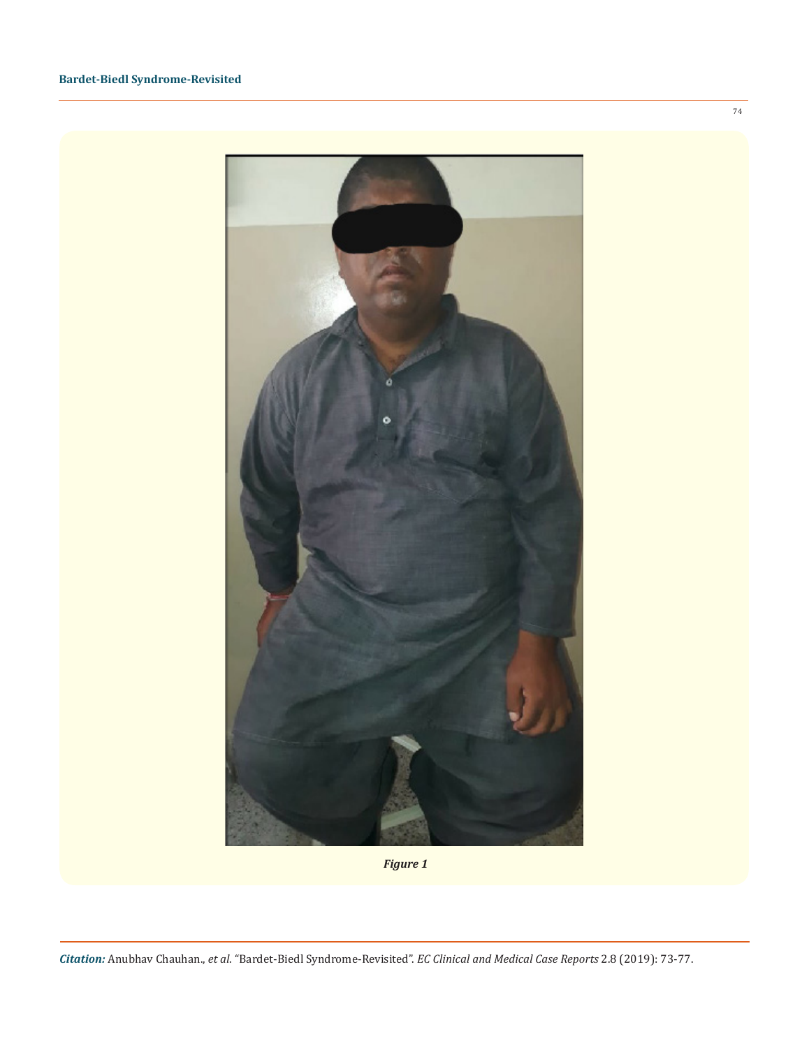*Figure 1*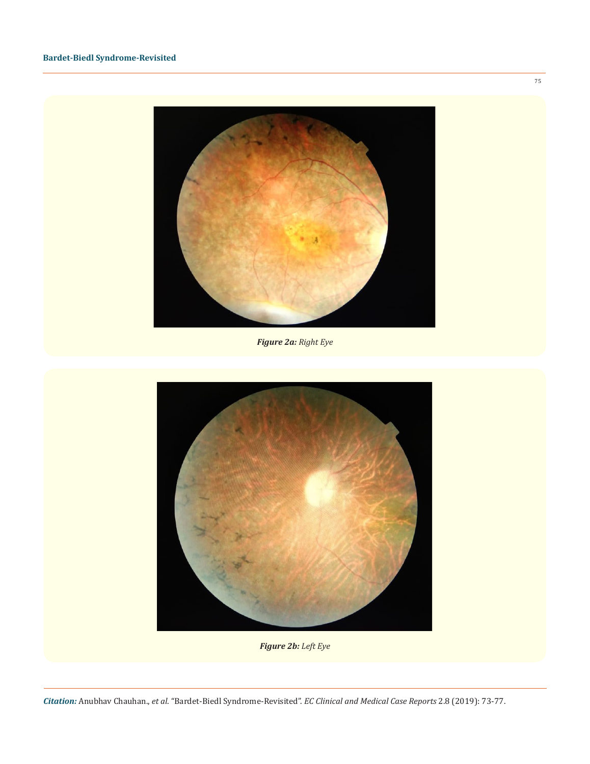*Figure 2a: Right Eye*

*Figure 2b: Left Eye*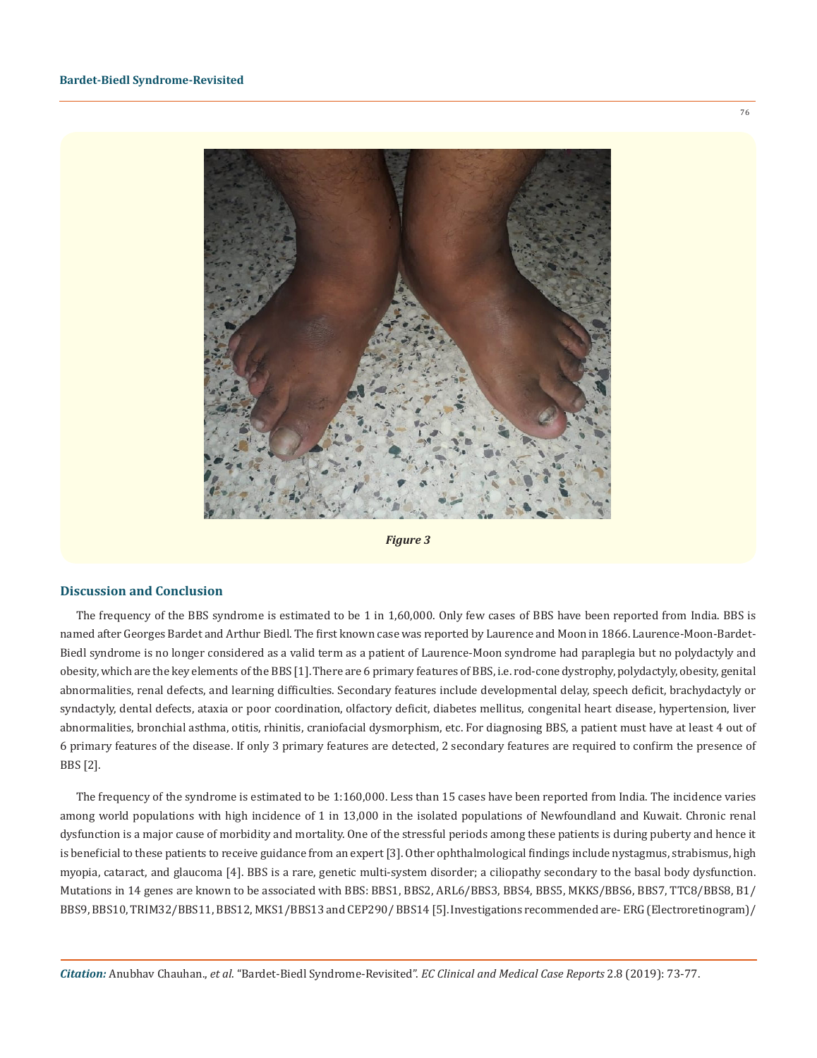Figure 3

## Discussion and Conclusion

The frequency of the BBS syndrome is estimated to be 1 in 1,60,000. Only few cases of BBS have been reported from India. BBS is named after Georges Bardet and Arthur Biedl. The first known case was reported by Laurence and Moon in 1866. Laurence-Moon-Bardet-Biedl syndrome is no longer considered as a valid term as a patient of Laurence-Moon syndrome had paraplegia but no polydactyly and obesity, which are the key elements of the BBS [1]. There are 6 primary features of BBS, i.e. rod-cone dystrophy, polydactyly, obesity, genital abnormalities, renal defects, and learning difficulties. Secondary features include developmental delay, speech deficit, brachydactyly or syndactyly, dental defects, ataxia or poor coordination, olfactory deficit, diabetes mellitus, congenital heart disease, hypertension, liver abnormalities, bronchial asthma, otitis, rhinitis, craniofacial dysmorphism, etc. For diagnosing BBS, a patient must have at least 4 out of 6 primary features of the disease. If only 3 primary features are detected, 2 secondary features are required to confirm the presence of BBS [2].

The frequency of the syndrome is estimated to be 1:160,000. Less than 15 cases have been reported from India. The incidence varies among world populations with high incidence of 1 in 13,000 in the isolated populations of Newfoundland and Kuwait. Chronic renal dysfunction is a major cause of morbidity and mortality. One of the stressful periods among these patients is during puberty and hence it is beneficial to these patients to receive guidance from an expert [3]. Other ophthalmological findings include nystagmus, strabismus, high myopia, cataract, and glaucoma [4]. BBS is a rare, genetic multi-system disorder; a ciliopathy secondary to the basal body dysfunction. Mutations in 14 genes are known to be associated with BBS: BBS1, BBS2, ARL6/BBS3, BBS4, BBS5, MKKS/BBS6, BBS7, TTC8/BBS8, B1/BBS9, BBS10, TRIM32/BBS11, BBS12, MKS1/BBS13 and CEP290/ BBS14 [5]. Investigations recommended are- ERG (Electroretinogram)/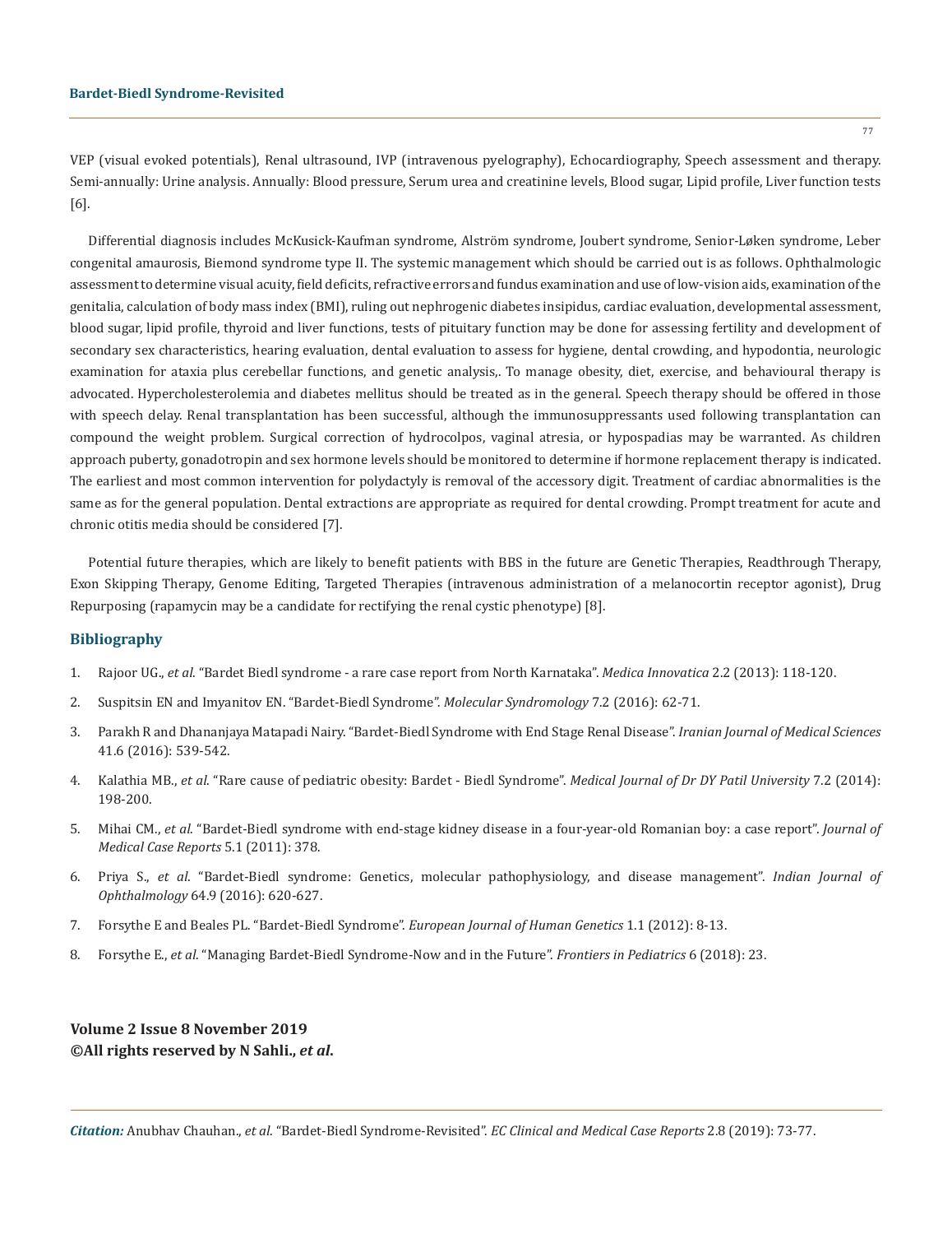VEP (visual evoked potentials), Renal ultrasound, IVP (intravenous pyelography), Echocardiography, Speech assessment and therapy. Semi-annually: Urine analysis. Annually: Blood pressure, Serum urea and creatinine levels, Blood sugar, Lipid profile, Liver function tests [6].

Differential diagnosis includes McKusick-Kaufman syndrome, Alström syndrome, Joubert syndrome, Senior-Løken syndrome, Leber congenital amaurosis, Biemond syndrome type II. The systemic management which should be carried out is as follows. Ophthalmologic assessment to determine visual acuity, field deficits, refractive errors and fundus examination and use of low-vision aids, examination of the genitalia, calculation of body mass index (BMI), ruling out nephrogenic diabetes insipidus, cardiac evaluation, developmental assessment, blood sugar, lipid profile, thyroid and liver functions, tests of pituitary function may be done for assessing fertility and development of secondary sex characteristics, hearing evaluation, dental evaluation to assess for hygiene, dental crowding, and hypodontia, neurologic examination for ataxia plus cerebellar functions, and genetic analysis,. To manage obesity, diet, exercise, and behavioural therapy is advocated. Hypercholesterolemia and diabetes mellitus should be treated as in the general. Speech therapy should be offered in those with speech delay. Renal transplantation has been successful, although the immunosuppressants used following transplantation can compound the weight problem. Surgical correction of hydrocolpos, vaginal atresia, or hypospadias may be warranted. As children approach puberty, gonadotropin and sex hormone levels should be monitored to determine if hormone replacement therapy is indicated. The earliest and most common intervention for polydactyly is removal of the accessory digit. Treatment of cardiac abnormalities is the same as for the general population. Dental extractions are appropriate as required for dental crowding. Prompt treatment for acute and chronic otitis media should be considered [7].

Potential future therapies, which are likely to benefit patients with BBS in the future are Genetic Therapies, Readthrough Therapy, Exon Skipping Therapy, Genome Editing, Targeted Therapies (intravenous administration of a melanocortin receptor agonist), Drug Repurposing (rapamycin may be a candidate for rectifying the renal cystic phenotype) [8].

## Bibliography

1. Rajoor UG., *et al*. "Bardet Biedl syndrome - a rare case report from North Karnataka". *Medica Innovatica* 2.2 (2013): 118-120.
2. Suspitsin EN and Imyanitov EN. "Bardet-Biedl Syndrome". *Molecular Syndromology* 7.2 (2016): 62-71.
3. Parakh R and Dhananjaya Matapadi Nairy. "Bardet-Biedl Syndrome with End Stage Renal Disease". *Iranian Journal of Medical Sciences* 41.6 (2016): 539-542.
4. Kalathia MB., *et al*. "Rare cause of pediatric obesity: Bardet - Biedl Syndrome". *Medical Journal of Dr DY Patil University* 7.2 (2014): 198-200.
5. Mihai CM., *et al*. "Bardet-Biedl syndrome with end-stage kidney disease in a four-year-old Romanian boy: a case report". *Journal of Medical Case Reports* 5.1 (2011): 378.
6. Priya S., *et al*. "Bardet-Biedl syndrome: Genetics, molecular pathophysiology, and disease management". *Indian Journal of Ophthalmology* 64.9 (2016): 620-627.
7. Forsythe E and Beales PL. "Bardet-Biedl Syndrome". *European Journal of Human Genetics* 1.1 (2012): 8-13.
8. Forsythe E., *et al*. "Managing Bardet-Biedl Syndrome-Now and in the Future". *Frontiers in Pediatrics* 6 (2018): 23.

**Volume 2 Issue 8 November 2019**
**©All rights reserved by N Sahli., *et al*.**